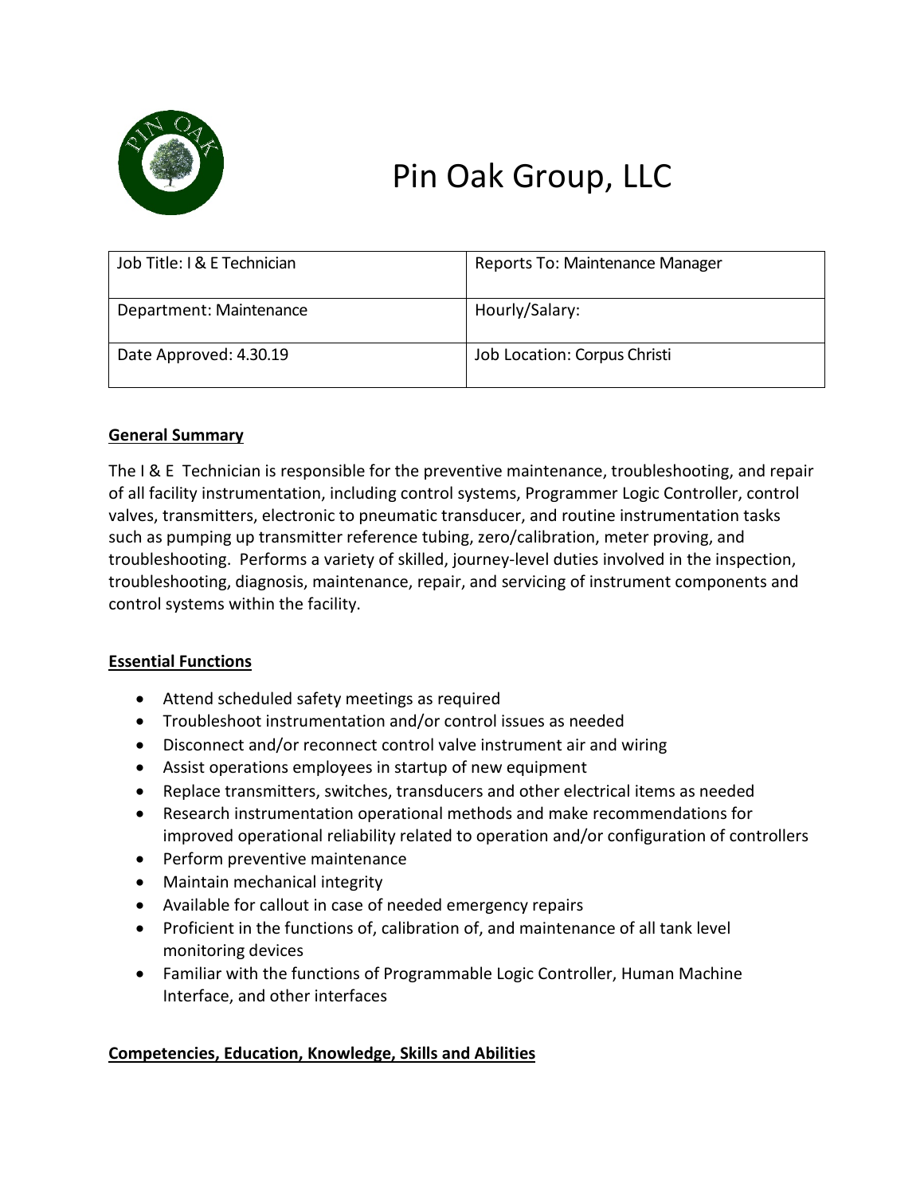# Pin Oak Group, LLC

| Job Title: I & E Technician | Reports To: Maintenance Manager |
|---|---|
| Department: Maintenance | Hourly/Salary: |
| Date Approved: 4.30.19 | Job Location: Corpus Christi |

## General Summary

The I & E Technician is responsible for the preventive maintenance, troubleshooting, and repair of all facility instrumentation, including control systems, Programmer Logic Controller, control valves, transmitters, electronic to pneumatic transducer, and routine instrumentation tasks such as pumping up transmitter reference tubing, zero/calibration, meter proving, and troubleshooting. Performs a variety of skilled, journey-level duties involved in the inspection, troubleshooting, diagnosis, maintenance, repair, and servicing of instrument components and control systems within the facility.

## Essential Functions

- Attend scheduled safety meetings as required
- Troubleshoot instrumentation and/or control issues as needed
- Disconnect and/or reconnect control valve instrument air and wiring
- Assist operations employees in startup of new equipment
- Replace transmitters, switches, transducers and other electrical items as needed
- Research instrumentation operational methods and make recommendations for improved operational reliability related to operation and/or configuration of controllers
- Perform preventive maintenance
- Maintain mechanical integrity
- Available for callout in case of needed emergency repairs
- Proficient in the functions of, calibration of, and maintenance of all tank level monitoring devices
- Familiar with the functions of Programmable Logic Controller, Human Machine Interface, and other interfaces

## Competencies, Education, Knowledge, Skills and Abilities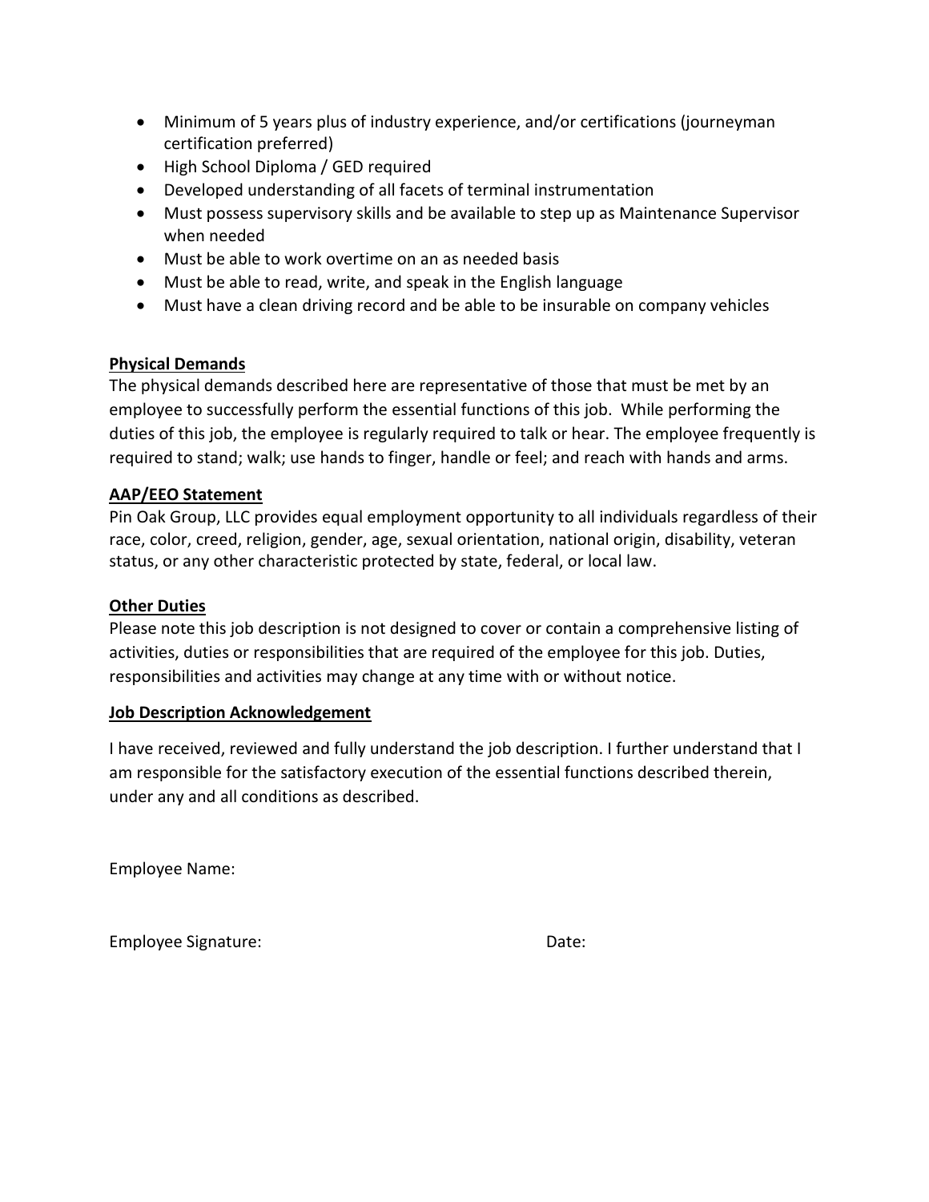- Minimum of 5 years plus of industry experience, and/or certifications (journeyman certification preferred)
- High School Diploma / GED required
- Developed understanding of all facets of terminal instrumentation
- Must possess supervisory skills and be available to step up as Maintenance Supervisor when needed
- Must be able to work overtime on an as needed basis
- Must be able to read, write, and speak in the English language
- Must have a clean driving record and be able to be insurable on company vehicles

## Physical Demands

The physical demands described here are representative of those that must be met by an employee to successfully perform the essential functions of this job. While performing the duties of this job, the employee is regularly required to talk or hear. The employee frequently is required to stand; walk; use hands to finger, handle or feel; and reach with hands and arms.

## AAP/EEO Statement

Pin Oak Group, LLC provides equal employment opportunity to all individuals regardless of their race, color, creed, religion, gender, age, sexual orientation, national origin, disability, veteran status, or any other characteristic protected by state, federal, or local law.

## Other Duties

Please note this job description is not designed to cover or contain a comprehensive listing of activities, duties or responsibilities that are required of the employee for this job. Duties, responsibilities and activities may change at any time with or without notice.

## Job Description Acknowledgement

I have received, reviewed and fully understand the job description. I further understand that I am responsible for the satisfactory execution of the essential functions described therein, under any and all conditions as described.

Employee Name:

Employee Signature: Date: